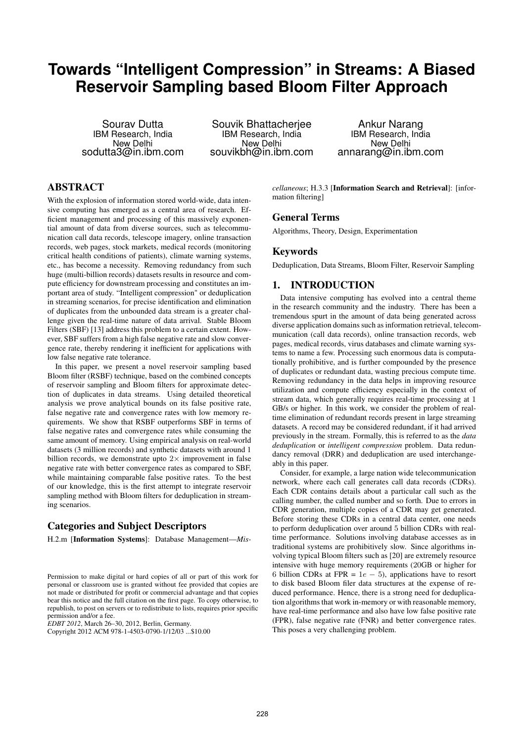# Towards "Intelligent Compression" in Streams: A Biased Reservoir Sampling based Bloom Filter Approach

Sourav Dutta
IBM Research, India
New Delhi
sodutta3@in.ibm.com

Souvik Bhattacherjee
IBM Research, India
New Delhi
souvikbh@in.ibm.com

Ankur Narang
IBM Research, India
New Delhi
annarang@in.ibm.com

## ABSTRACT

With the explosion of information stored world-wide, data intensive computing has emerged as a central area of research. Efficient management and processing of this massively exponential amount of data from diverse sources, such as telecommunication call data records, telescope imagery, online transaction records, web pages, stock markets, medical records (monitoring critical health conditions of patients), climate warning systems, etc., has become a necessity. Removing redundancy from such huge (multi-billion records) datasets results in resource and compute efficiency for downstream processing and constitutes an important area of study. "Intelligent compression" or deduplication in streaming scenarios, for precise identification and elimination of duplicates from the unbounded data stream is a greater challenge given the real-time nature of data arrival. Stable Bloom Filters (SBF) [13] address this problem to a certain extent. However, SBF suffers from a high false negative rate and slow convergence rate, thereby rendering it inefficient for applications with low false negative rate tolerance.

In this paper, we present a novel reservoir sampling based Bloom filter (RSBF) technique, based on the combined concepts of reservoir sampling and Bloom filters for approximate detection of duplicates in data streams. Using detailed theoretical analysis we prove analytical bounds on its false positive rate, false negative rate and convergence rates with low memory requirements. We show that RSBF outperforms SBF in terms of false negative rates and convergence rates while consuming the same amount of memory. Using empirical analysis on real-world datasets (3 million records) and synthetic datasets with around 1 billion records, we demonstrate upto $2\times$ improvement in false negative rate with better convergence rates as compared to SBF, while maintaining comparable false positive rates. To the best of our knowledge, this is the first attempt to integrate reservoir sampling method with Bloom filters for deduplication in streaming scenarios.

### Categories and Subject Descriptors

H.2.m [**Information Systems**]: Database Management—*Miscellaneous*; H.3.3 [**Information Search and Retrieval**]: [information filtering]

### General Terms

Algorithms, Theory, Design, Experimentation

### Keywords

Deduplication, Data Streams, Bloom Filter, Reservoir Sampling

## 1. INTRODUCTION

Data intensive computing has evolved into a central theme in the research community and the industry. There has been a tremendous spurt in the amount of data being generated across diverse application domains such as information retrieval, telecommunication (call data records), online transaction records, web pages, medical records, virus databases and climate warning systems to name a few. Processing such enormous data is computationally prohibitive, and is further compounded by the presence of duplicates or redundant data, wasting precious compute time. Removing redundancy in the data helps in improving resource utilization and compute efficiency especially in the context of stream data, which generally requires real-time processing at 1 GB/s or higher. In this work, we consider the problem of real-time elimination of redundant records present in large streaming datasets. A record may be considered redundant, if it had arrived previously in the stream. Formally, this is referred to as the *data deduplication* or *intelligent compression* problem. Data redundancy removal (DRR) and deduplication are used interchangeably in this paper.

Consider, for example, a large nation wide telecommunication network, where each call generates call data records (CDRs). Each CDR contains details about a particular call such as the calling number, the called number and so forth. Due to errors in CDR generation, multiple copies of a CDR may get generated. Before storing these CDRs in a central data center, one needs to perform deduplication over around 5 billion CDRs with real-time performance. Solutions involving database accesses as in traditional systems are prohibitively slow. Since algorithms involving typical Bloom filters such as [20] are extremely resource intensive with huge memory requirements (20GB or higher for 6 billion CDRs at FPR = $1e-5$), applications have to resort to disk based Bloom filer data structures at the expense of reduced performance. Hence, there is a strong need for deduplication algorithms that work in-memory or with reasonable memory, have real-time performance and also have low false positive rate (FPR), false negative rate (FNR) and better convergence rates. This poses a very challenging problem.

Permission to make digital or hard copies of all or part of this work for personal or classroom use is granted without fee provided that copies are not made or distributed for profit or commercial advantage and that copies bear this notice and the full citation on the first page. To copy otherwise, to republish, to post on servers or to redistribute to lists, requires prior specific permission and/or a fee.
*EDBT 2012*, March 26–30, 2012, Berlin, Germany.
Copyright 2012 ACM 978-1-4503-0790-1/12/03 ...$10.00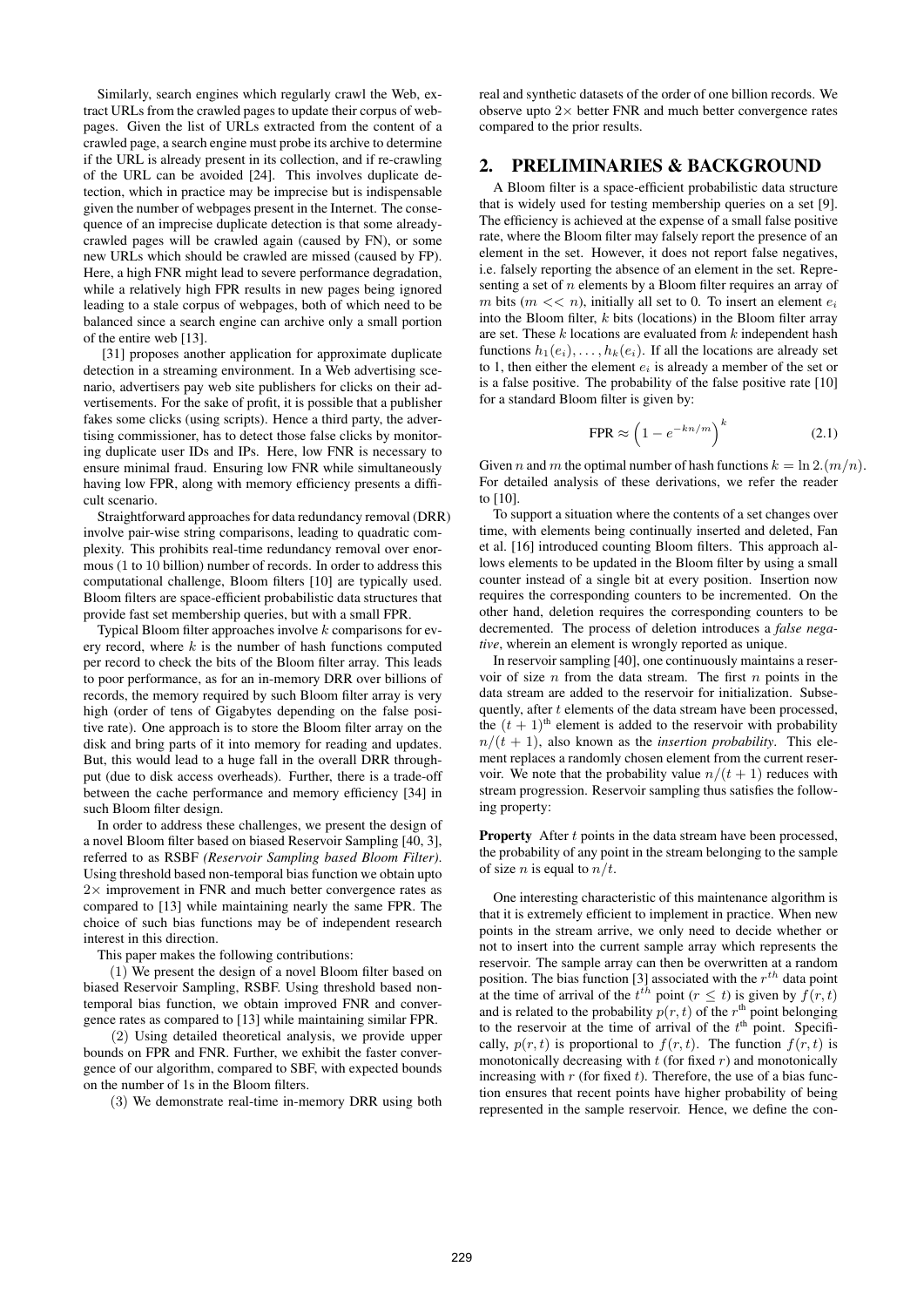Similarly, search engines which regularly crawl the Web, extract URLs from the crawled pages to update their corpus of webpages. Given the list of URLs extracted from the content of a crawled page, a search engine must probe its archive to determine if the URL is already present in its collection, and if re-crawling of the URL can be avoided [24]. This involves duplicate detection, which in practice may be imprecise but is indispensable given the number of webpages present in the Internet. The consequence of an imprecise duplicate detection is that some already-crawled pages will be crawled again (caused by FN), or some new URLs which should be crawled are missed (caused by FP). Here, a high FNR might lead to severe performance degradation, while a relatively high FPR results in new pages being ignored leading to a stale corpus of webpages, both of which need to be balanced since a search engine can archive only a small portion of the entire web [13].

[31] proposes another application for approximate duplicate detection in a streaming environment. In a Web advertising scenario, advertisers pay web site publishers for clicks on their advertisements. For the sake of profit, it is possible that a publisher fakes some clicks (using scripts). Hence a third party, the advertising commissioner, has to detect those false clicks by monitoring duplicate user IDs and IPs. Here, low FNR is necessary to ensure minimal fraud. Ensuring low FNR while simultaneously having low FPR, along with memory efficiency presents a difficult scenario.

Straightforward approaches for data redundancy removal (DRR) involve pair-wise string comparisons, leading to quadratic complexity. This prohibits real-time redundancy removal over enormous (1 to 10 billion) number of records. In order to address this computational challenge, Bloom filters [10] are typically used. Bloom filters are space-efficient probabilistic data structures that provide fast set membership queries, but with a small FPR.

Typical Bloom filter approaches involve $k$ comparisons for every record, where $k$ is the number of hash functions computed per record to check the bits of the Bloom filter array. This leads to poor performance, as for an in-memory DRR over billions of records, the memory required by such Bloom filter array is very high (order of tens of Gigabytes depending on the false positive rate). One approach is to store the Bloom filter array on the disk and bring parts of it into memory for reading and updates. But, this would lead to a huge fall in the overall DRR throughput (due to disk access overheads). Further, there is a trade-off between the cache performance and memory efficiency [34] in such Bloom filter design.

In order to address these challenges, we present the design of a novel Bloom filter based on biased Reservoir Sampling [40, 3], referred to as RSBF *(Reservoir Sampling based Bloom Filter)*. Using threshold based non-temporal bias function we obtain upto $2\times$ improvement in FNR and much better convergence rates as compared to [13] while maintaining nearly the same FPR. The choice of such bias functions may be of independent research interest in this direction.

This paper makes the following contributions:

(1) We present the design of a novel Bloom filter based on biased Reservoir Sampling, RSBF. Using threshold based non-temporal bias function, we obtain improved FNR and convergence rates as compared to [13] while maintaining similar FPR.

(2) Using detailed theoretical analysis, we provide upper bounds on FPR and FNR. Further, we exhibit the faster convergence of our algorithm, compared to SBF, with expected bounds on the number of 1s in the Bloom filters.

(3) We demonstrate real-time in-memory DRR using both real and synthetic datasets of the order of one billion records. We observe upto $2\times$ better FNR and much better convergence rates compared to the prior results.

## 2. PRELIMINARIES & BACKGROUND

A Bloom filter is a space-efficient probabilistic data structure that is widely used for testing membership queries on a set [9]. The efficiency is achieved at the expense of a small false positive rate, where the Bloom filter may falsely report the presence of an element in the set. However, it does not report false negatives, i.e. falsely reporting the absence of an element in the set. Representing a set of $n$ elements by a Bloom filter requires an array of $m$ bits ($m << n$), initially all set to 0. To insert an element $e_i$ into the Bloom filter, $k$ bits (locations) in the Bloom filter array are set. These $k$ locations are evaluated from $k$ independent hash functions $h_1(e_i), \ldots, h_k(e_i)$. If all the locations are already set to 1, then either the element $e_i$ is already a member of the set or is a false positive. The probability of the false positive rate [10] for a standard Bloom filter is given by:

$$\text{FPR} \approx \left(1 - e^{-kn/m}\right)^k \tag{2.1}$$

Given $n$ and $m$ the optimal number of hash functions $k = \ln 2.(m/n)$. For detailed analysis of these derivations, we refer the reader to [10].

To support a situation where the contents of a set changes over time, with elements being continually inserted and deleted, Fan et al. [16] introduced counting Bloom filters. This approach allows elements to be updated in the Bloom filter by using a small counter instead of a single bit at every position. Insertion now requires the corresponding counters to be incremented. On the other hand, deletion requires the corresponding counters to be decremented. The process of deletion introduces a *false negative*, wherein an element is wrongly reported as unique.

In reservoir sampling [40], one continuously maintains a reservoir of size $n$ from the data stream. The first $n$ points in the data stream are added to the reservoir for initialization. Subsequently, after $t$ elements of the data stream have been processed, the $(t+1)^{\text{th}}$ element is added to the reservoir with probability $n/(t+1)$, also known as the *insertion probability*. This element replaces a randomly chosen element from the current reservoir. We note that the probability value $n/(t+1)$ reduces with stream progression. Reservoir sampling thus satisfies the following property:

**Property** After $t$ points in the data stream have been processed, the probability of any point in the stream belonging to the sample of size $n$ is equal to $n/t$.

One interesting characteristic of this maintenance algorithm is that it is extremely efficient to implement in practice. When new points in the stream arrive, we only need to decide whether or not to insert into the current sample array which represents the reservoir. The sample array can then be overwritten at a random position. The bias function [3] associated with the $r^{th}$ data point at the time of arrival of the $t^{th}$ point ($r \leq t$) is given by $f(r,t)$ and is related to the probability $p(r,t)$ of the $r^{\text{th}}$ point belonging to the reservoir at the time of arrival of the $t^{\text{th}}$ point. Specifically, $p(r,t)$ is proportional to $f(r,t)$. The function $f(r,t)$ is monotonically decreasing with $t$ (for fixed $r$) and monotonically increasing with $r$ (for fixed $t$). Therefore, the use of a bias function ensures that recent points have higher probability of being represented in the sample reservoir. Hence, we define the con-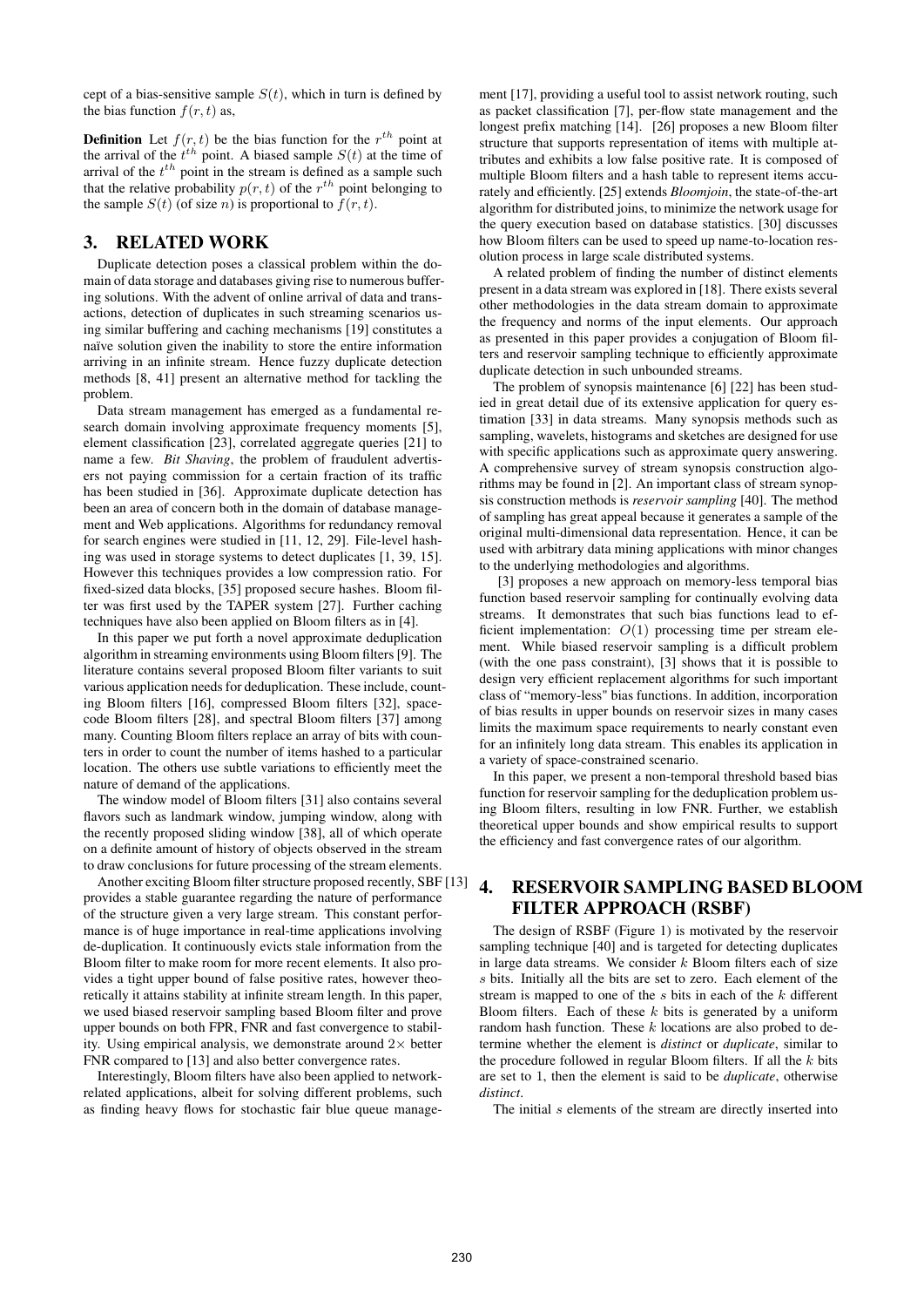cept of a bias-sensitive sample $S(t)$, which in turn is defined by the bias function $f(r, t)$ as,

**Definition** Let $f(r, t)$ be the bias function for the $r^{th}$ point at the arrival of the $t^{th}$ point. A biased sample $S(t)$ at the time of arrival of the $t^{th}$ point in the stream is defined as a sample such that the relative probability $p(r, t)$ of the $r^{th}$ point belonging to the sample $S(t)$ (of size $n$) is proportional to $f(r, t)$.

## 3. RELATED WORK

Duplicate detection poses a classical problem within the domain of data storage and databases giving rise to numerous buffering solutions. With the advent of online arrival of data and transactions, detection of duplicates in such streaming scenarios using similar buffering and caching mechanisms [19] constitutes a naïve solution given the inability to store the entire information arriving in an infinite stream. Hence fuzzy duplicate detection methods [8, 41] present an alternative method for tackling the problem.

Data stream management has emerged as a fundamental research domain involving approximate frequency moments [5], element classification [23], correlated aggregate queries [21] to name a few. *Bit Shaving*, the problem of fraudulent advertisers not paying commission for a certain fraction of its traffic has been studied in [36]. Approximate duplicate detection has been an area of concern both in the domain of database management and Web applications. Algorithms for redundancy removal for search engines were studied in [11, 12, 29]. File-level hashing was used in storage systems to detect duplicates [1, 39, 15]. However this techniques provides a low compression ratio. For fixed-sized data blocks, [35] proposed secure hashes. Bloom filter was first used by the TAPER system [27]. Further caching techniques have also been applied on Bloom filters as in [4].

In this paper we put forth a novel approximate deduplication algorithm in streaming environments using Bloom filters [9]. The literature contains several proposed Bloom filter variants to suit various application needs for deduplication. These include, counting Bloom filters [16], compressed Bloom filters [32], space-code Bloom filters [28], and spectral Bloom filters [37] among many. Counting Bloom filters replace an array of bits with counters in order to count the number of items hashed to a particular location. The others use subtle variations to efficiently meet the nature of demand of the applications.

The window model of Bloom filters [31] also contains several flavors such as landmark window, jumping window, along with the recently proposed sliding window [38], all of which operate on a definite amount of history of objects observed in the stream to draw conclusions for future processing of the stream elements.

Another exciting Bloom filter structure proposed recently, SBF [13] provides a stable guarantee regarding the nature of performance of the structure given a very large stream. This constant performance is of huge importance in real-time applications involving de-duplication. It continuously evicts stale information from the Bloom filter to make room for more recent elements. It also provides a tight upper bound of false positive rates, however theoretically it attains stability at infinite stream length. In this paper, we used biased reservoir sampling based Bloom filter and prove upper bounds on both FPR, FNR and fast convergence to stability. Using empirical analysis, we demonstrate around $2\times$ better FNR compared to [13] and also better convergence rates.

Interestingly, Bloom filters have also been applied to network-related applications, albeit for solving different problems, such as finding heavy flows for stochastic fair blue queue management [17], providing a useful tool to assist network routing, such as packet classification [7], per-flow state management and the longest prefix matching [14]. [26] proposes a new Bloom filter structure that supports representation of items with multiple attributes and exhibits a low false positive rate. It is composed of multiple Bloom filters and a hash table to represent items accurately and efficiently. [25] extends *Bloomjoin*, the state-of-the-art algorithm for distributed joins, to minimize the network usage for the query execution based on database statistics. [30] discusses how Bloom filters can be used to speed up name-to-location resolution process in large scale distributed systems.

A related problem of finding the number of distinct elements present in a data stream was explored in [18]. There exists several other methodologies in the data stream domain to approximate the frequency and norms of the input elements. Our approach as presented in this paper provides a conjugation of Bloom filters and reservoir sampling technique to efficiently approximate duplicate detection in such unbounded streams.

The problem of synopsis maintenance [6] [22] has been studied in great detail due of its extensive application for query estimation [33] in data streams. Many synopsis methods such as sampling, wavelets, histograms and sketches are designed for use with specific applications such as approximate query answering. A comprehensive survey of stream synopsis construction algorithms may be found in [2]. An important class of stream synopsis construction methods is *reservoir sampling* [40]. The method of sampling has great appeal because it generates a sample of the original multi-dimensional data representation. Hence, it can be used with arbitrary data mining applications with minor changes to the underlying methodologies and algorithms.

[3] proposes a new approach on memory-less temporal bias function based reservoir sampling for continually evolving data streams. It demonstrates that such bias functions lead to efficient implementation: $O(1)$ processing time per stream element. While biased reservoir sampling is a difficult problem (with the one pass constraint), [3] shows that it is possible to design very efficient replacement algorithms for such important class of "memory-less" bias functions. In addition, incorporation of bias results in upper bounds on reservoir sizes in many cases limits the maximum space requirements to nearly constant even for an infinitely long data stream. This enables its application in a variety of space-constrained scenario.

In this paper, we present a non-temporal threshold based bias function for reservoir sampling for the deduplication problem using Bloom filters, resulting in low FNR. Further, we establish theoretical upper bounds and show empirical results to support the efficiency and fast convergence rates of our algorithm.

## 4. RESERVOIR SAMPLING BASED BLOOM FILTER APPROACH (RSBF)

The design of RSBF (Figure 1) is motivated by the reservoir sampling technique [40] and is targeted for detecting duplicates in large data streams. We consider $k$ Bloom filters each of size $s$ bits. Initially all the bits are set to zero. Each element of the stream is mapped to one of the $s$ bits in each of the $k$ different Bloom filters. Each of these $k$ bits is generated by a uniform random hash function. These $k$ locations are also probed to determine whether the element is *distinct* or *duplicate*, similar to the procedure followed in regular Bloom filters. If all the $k$ bits are set to 1, then the element is said to be *duplicate*, otherwise *distinct*.

The initial $s$ elements of the stream are directly inserted into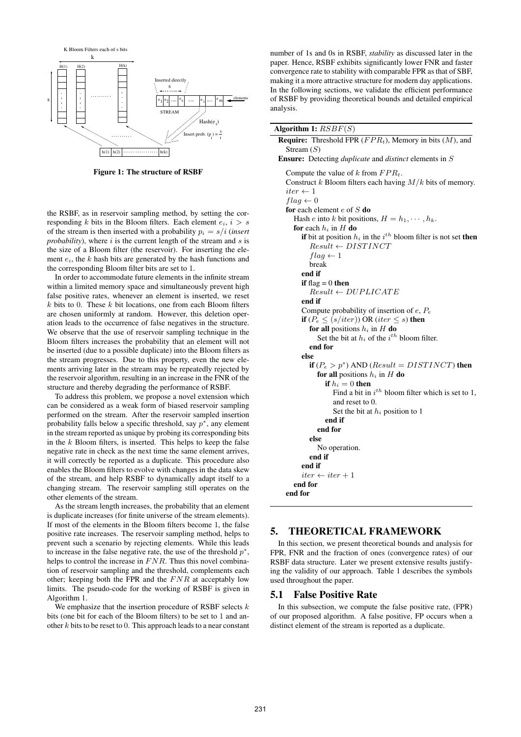Figure 1: The structure of RSBF

the RSBF, as in reservoir sampling method, by setting the corresponding $k$ bits in the Bloom filters. Each element $e_i$, $i > s$ of the stream is then inserted with a probability $p_i = s/i$ (*insert probability*), where $i$ is the current length of the stream and $s$ is the size of a Bloom filter (the reservoir). For inserting the element $e_i$, the $k$ hash bits are generated by the hash functions and the corresponding Bloom filter bits are set to 1.

In order to accommodate future elements in the infinite stream within a limited memory space and simultaneously prevent high false positive rates, whenever an element is inserted, we reset $k$ bits to 0. These $k$ bit locations, one from each Bloom filters are chosen uniformly at random. However, this deletion operation leads to the occurrence of false negatives in the structure. We observe that the use of reservoir sampling technique in the Bloom filters increases the probability that an element will not be inserted (due to a possible duplicate) into the Bloom filters as the stream progresses. Due to this property, even the new elements arriving later in the stream may be repeatedly rejected by the reservoir algorithm, resulting in an increase in the FNR of the structure and thereby degrading the performance of RSBF.

To address this problem, we propose a novel extension which can be considered as a weak form of biased reservoir sampling performed on the stream. After the reservoir sampled insertion probability falls below a specific threshold, say $p^*$, any element in the stream reported as unique by probing its corresponding bits in the $k$ Bloom filters, is inserted. This helps to keep the false negative rate in check as the next time the same element arrives, it will correctly be reported as a duplicate. This procedure also enables the Bloom filters to evolve with changes in the data skew of the stream, and help RSBF to dynamically adapt itself to a changing stream. The reservoir sampling still operates on the other elements of the stream.

As the stream length increases, the probability that an element is duplicate increases (for finite universe of the stream elements). If most of the elements in the Bloom filters become 1, the false positive rate increases. The reservoir sampling method, helps to prevent such a scenario by rejecting elements. While this leads to increase in the false negative rate, the use of the threshold $p^*$, helps to control the increase in $FNR$. Thus this novel combination of reservoir sampling and the threshold, complements each other; keeping both the FPR and the $FNR$ at acceptably low limits. The pseudo-code for the working of RSBF is given in Algorithm 1.

We emphasize that the insertion procedure of RSBF selects $k$ bits (one bit for each of the Bloom filters) to be set to 1 and another $k$ bits to be reset to 0. This approach leads to a near constant number of 1s and 0s in RSBF, *stability* as discussed later in the paper. Hence, RSBF exhibits significantly lower FNR and faster convergence rate to stability with comparable FPR as that of SBF, making it a more attractive structure for modern day applications. In the following sections, we validate the efficient performance of RSBF by providing theoretical bounds and detailed empirical analysis.

**Algorithm 1:** $RSBF(S)$

**Require:** Threshold FPR ($FPR_t$), Memory in bits ($M$), and Stream ($S$)
**Ensure:** Detecting *duplicate* and *distinct* elements in $S$

```
Compute the value of k from FPR_t.
Construct k Bloom filters each having M/k bits of memory.
iter ← 1
flag ← 0
for each element e of S do
  Hash e into k bit positions, H = h_1, ..., h_k.
  for each h_i in H do
    if bit at position h_i in the i^th bloom filter is not set then
      Result ← DISTINCT
      flag ← 1
      break
    end if
    if flag = 0 then
      Result ← DUPLICATE
    end if
    Compute probability of insertion of e, P_e
    if (P_e ≤ (s/iter)) OR (iter ≤ s) then
      for all positions h_i in H do
        Set the bit at h_i of the i^th bloom filter.
      end for
    else
      if (P_e > p*) AND (Result = DISTINCT) then
        for all positions h_i in H do
          if h_i = 0 then
            Find a bit in i^th bloom filter which is set to 1,
            and reset to 0.
            Set the bit at h_i position to 1
          end if
        end for
      else
        No operation.
      end if
    end if
    iter ← iter + 1
  end for
end for
```

## 5. THEORETICAL FRAMEWORK

In this section, we present theoretical bounds and analysis for FPR, FNR and the fraction of ones (convergence rates) of our RSBF data structure. Later we present extensive results justifying the validity of our approach. Table 1 describes the symbols used throughout the paper.

### 5.1 False Positive Rate

In this subsection, we compute the false positive rate, (FPR) of our proposed algorithm. A false positive, FP occurs when a distinct element of the stream is reported as a duplicate.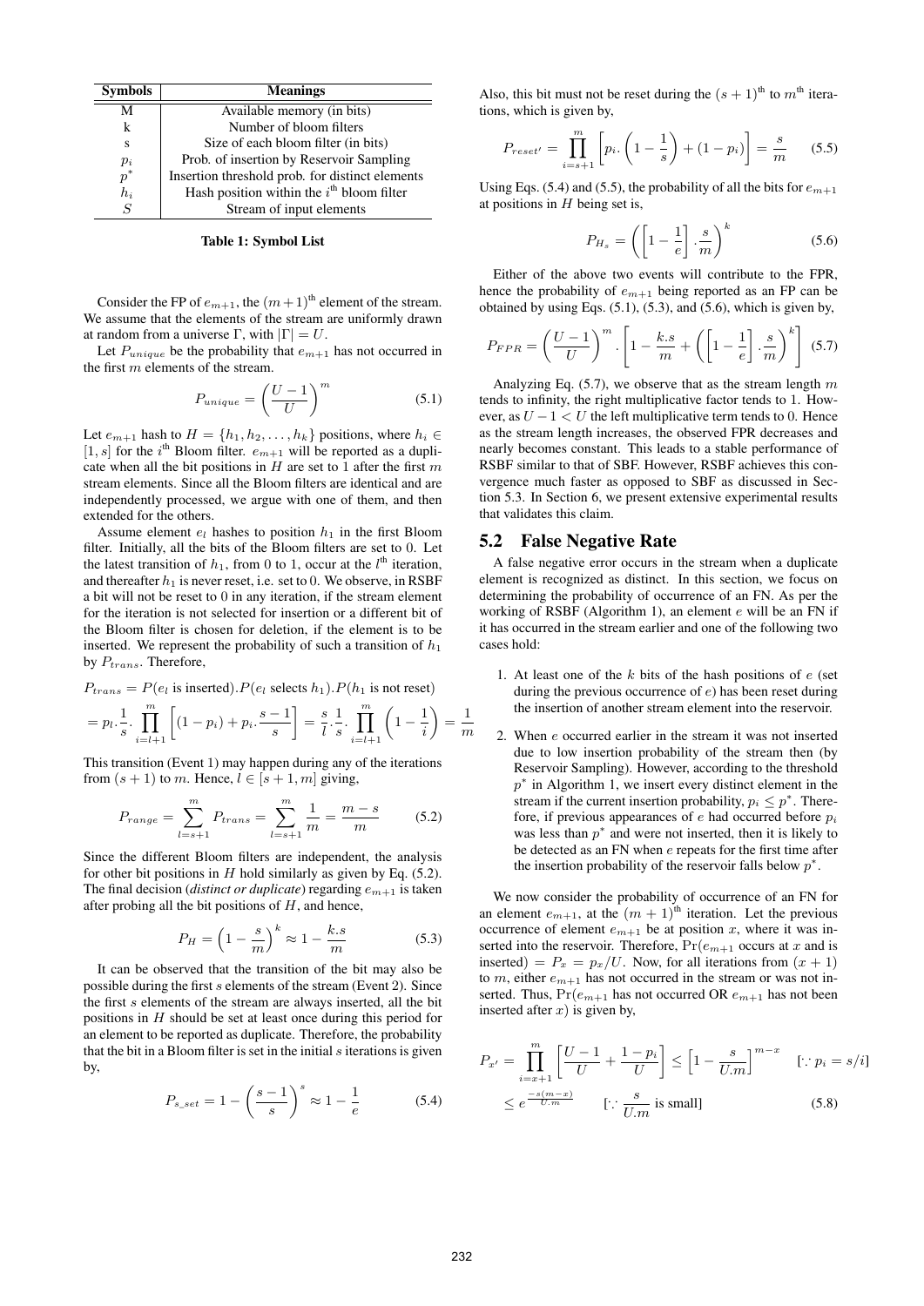| Symbols | Meanings |
| --- | --- |
| M | Available memory (in bits) |
| k | Number of bloom filters |
| s | Size of each bloom filter (in bits) |
| $p_i$ | Prob. of insertion by Reservoir Sampling |
| $p^*$ | Insertion threshold prob. for distinct elements |
| $h_i$ | Hash position within the $i^{\text{th}}$ bloom filter |
| $S$ | Stream of input elements |

**Table 1: Symbol List**

Consider the FP of $e_{m+1}$, the $(m+1)^{\text{th}}$ element of the stream. We assume that the elements of the stream are uniformly drawn at random from a universe $\Gamma$, with $|\Gamma| = U$.

Let $P_{unique}$ be the probability that $e_{m+1}$ has not occurred in the first $m$ elements of the stream.

$$P_{unique} = \left(\frac{U-1}{U}\right)^m \tag{5.1}$$

Let $e_{m+1}$ hash to $H = \{h_1, h_2, \ldots, h_k\}$ positions, where $h_i \in [1, s]$ for the $i^{\text{th}}$ Bloom filter. $e_{m+1}$ will be reported as a duplicate when all the bit positions in $H$ are set to 1 after the first $m$ stream elements. Since all the Bloom filters are identical and are independently processed, we argue with one of them, and then extended for the others.

Assume element $e_l$ hashes to position $h_1$ in the first Bloom filter. Initially, all the bits of the Bloom filters are set to 0. Let the latest transition of $h_1$, from 0 to 1, occur at the $l^{\text{th}}$ iteration, and thereafter $h_1$ is never reset, i.e. set to 0. We observe, in RSBF a bit will not be reset to 0 in any iteration, if the stream element for the iteration is not selected for insertion or a different bit of the Bloom filter is chosen for deletion, if the element is to be inserted. We represent the probability of such a transition of $h_1$ by $P_{trans}$. Therefore,

$$P_{trans} = P(e_l \text{ is inserted}).P(e_l \text{ selects } h_1).P(h_1 \text{ is not reset})$$

$$= p_l.\frac{1}{s}.\prod_{i=l+1}^{m}\left[(1-p_i) + p_i.\frac{s-1}{s}\right] = \frac{s}{l}.\frac{1}{s}.\prod_{i=l+1}^{m}\left(1-\frac{1}{i}\right) = \frac{1}{m}$$

This transition (Event 1) may happen during any of the iterations from $(s+1)$ to $m$. Hence, $l \in [s+1, m]$ giving,

$$P_{range} = \sum_{l=s+1}^{m} P_{trans} = \sum_{l=s+1}^{m} \frac{1}{m} = \frac{m-s}{m} \tag{5.2}$$

Since the different Bloom filters are independent, the analysis for other bit positions in $H$ hold similarly as given by Eq. (5.2). The final decision (*distinct or duplicate*) regarding $e_{m+1}$ is taken after probing all the bit positions of $H$, and hence,

$$P_H = \left(1 - \frac{s}{m}\right)^k \approx 1 - \frac{k.s}{m} \tag{5.3}$$

It can be observed that the transition of the bit may also be possible during the first $s$ elements of the stream (Event 2). Since the first $s$ elements of the stream are always inserted, all the bit positions in $H$ should be set at least once during this period for an element to be reported as duplicate. Therefore, the probability that the bit in a Bloom filter is set in the initial $s$ iterations is given by,

$$P_{s\_set} = 1 - \left(\frac{s-1}{s}\right)^s \approx 1 - \frac{1}{e} \tag{5.4}$$

Also, this bit must not be reset during the $(s+1)^{\text{th}}$ to $m^{\text{th}}$ iterations, which is given by,

$$P_{reset'} = \prod_{i=s+1}^{m}\left[p_i.\left(1 - \frac{1}{s}\right) + (1-p_i)\right] = \frac{s}{m} \tag{5.5}$$

Using Eqs. (5.4) and (5.5), the probability of all the bits for $e_{m+1}$ at positions in $H$ being set is,

$$P_{H_s} = \left(\left[1 - \frac{1}{e}\right].\frac{s}{m}\right)^k \tag{5.6}$$

Either of the above two events will contribute to the FPR, hence the probability of $e_{m+1}$ being reported as an FP can be obtained by using Eqs. (5.1), (5.3), and (5.6), which is given by,

$$P_{FPR} = \left(\frac{U-1}{U}\right)^m.\left[1 - \frac{k.s}{m} + \left(\left[1-\frac{1}{e}\right].\frac{s}{m}\right)^k\right] \tag{5.7}$$

Analyzing Eq. (5.7), we observe that as the stream length $m$ tends to infinity, the right multiplicative factor tends to 1. However, as $U - 1 < U$ the left multiplicative term tends to 0. Hence as the stream length increases, the observed FPR decreases and nearly becomes constant. This leads to a stable performance of RSBF similar to that of SBF. However, RSBF achieves this convergence much faster as opposed to SBF as discussed in Section 5.3. In Section 6, we present extensive experimental results that validates this claim.

## 5.2 False Negative Rate

A false negative error occurs in the stream when a duplicate element is recognized as distinct. In this section, we focus on determining the probability of occurrence of an FN. As per the working of RSBF (Algorithm 1), an element $e$ will be an FN if it has occurred in the stream earlier and one of the following two cases hold:

1. At least one of the $k$ bits of the hash positions of $e$ (set during the previous occurrence of $e$) has been reset during the insertion of another stream element into the reservoir.
2. When $e$ occurred earlier in the stream it was not inserted due to low insertion probability of the stream then (by Reservoir Sampling). However, according to the threshold $p^*$ in Algorithm 1, we insert every distinct element in the stream if the current insertion probability, $p_i \leq p^*$. Therefore, if previous appearances of $e$ had occurred before $p_i$ was less than $p^*$ and were not inserted, then it is likely to be detected as an FN when $e$ repeats for the first time after the insertion probability of the reservoir falls below $p^*$.

We now consider the probability of occurrence of an FN for an element $e_{m+1}$, at the $(m+1)^{\text{th}}$ iteration. Let the previous occurrence of element $e_{m+1}$ be at position $x$, where it was inserted into the reservoir. Therefore, $\Pr(e_{m+1}$ occurs at $x$ and is inserted$) = P_x = p_x/U$. Now, for all iterations from $(x+1)$ to $m$, either $e_{m+1}$ has not occurred in the stream or was not inserted. Thus, $\Pr(e_{m+1}$ has not occurred OR $e_{m+1}$ has not been inserted after $x)$ is given by,

$$P_{x'} = \prod_{i=x+1}^{m}\left[\frac{U-1}{U} + \frac{1-p_i}{U}\right] \leq \left[1 - \frac{s}{U.m}\right]^{m-x} \quad [\because p_i = s/i]$$

$$\leq e^{\frac{-s(m-x)}{U.m}} \qquad [\because \frac{s}{U.m} \text{ is small}] \tag{5.8}$$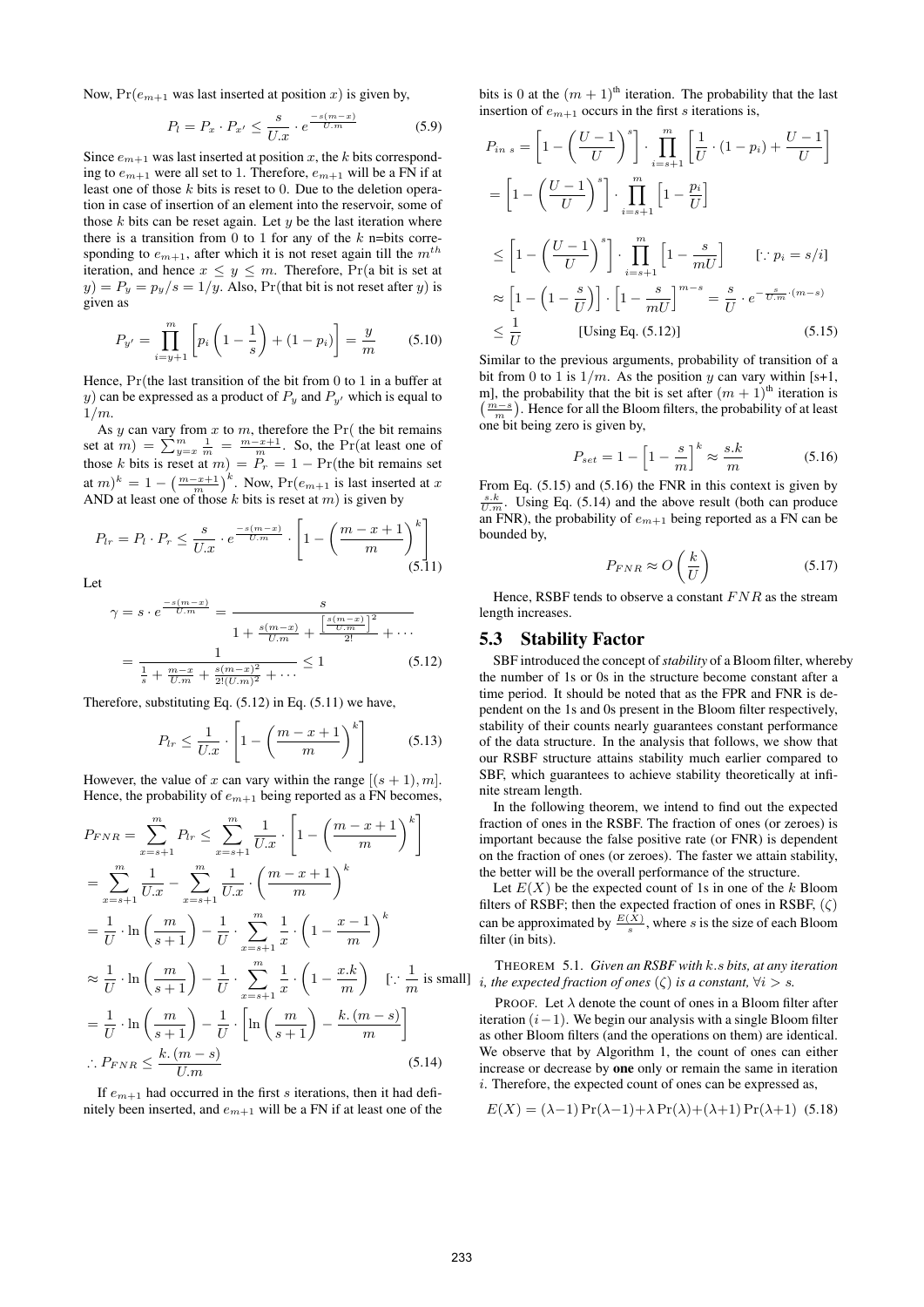Now, $\Pr(e_{m+1}$ was last inserted at position $x)$ is given by,

$$P_l = P_x \cdot P_{x'} \leq \frac{s}{U.x} \cdot e^{\frac{-s(m-x)}{U.m}} \tag{5.9}$$

Since $e_{m+1}$ was last inserted at position $x$, the $k$ bits corresponding to $e_{m+1}$ were all set to 1. Therefore, $e_{m+1}$ will be a FN if at least one of those $k$ bits is reset to 0. Due to the deletion operation in case of insertion of an element into the reservoir, some of those $k$ bits can be reset again. Let $y$ be the last iteration where there is a transition from 0 to 1 for any of the $k$ n=bits corresponding to $e_{m+1}$, after which it is not reset again till the $m^{th}$ iteration, and hence $x \leq y \leq m$. Therefore, $\Pr($a bit is set at $y) = P_y = p_y/s = 1/y$. Also, $\Pr($that bit is not reset after $y)$ is given as

$$P_{y'} = \prod_{i=y+1}^{m} \left[ p_i \left(1 - \frac{1}{s}\right) + (1 - p_i) \right] = \frac{y}{m} \tag{5.10}$$

Hence, $\Pr($the last transition of the bit from 0 to 1 in a buffer at $y)$ can be expressed as a product of $P_y$ and $P_{y'}$ which is equal to $1/m$.

As $y$ can vary from $x$ to $m$, therefore the $\Pr($ the bit remains set at $m) = \sum_{y=x}^{m} \frac{1}{m} = \frac{m-x+1}{m}$. So, the $\Pr($at least one of those $k$ bits is reset at $m) = P_r = 1 - \Pr($the bit remains set at $m)^k = 1 - \left(\frac{m-x+1}{m}\right)^k$. Now, $\Pr(e_{m+1}$ is last inserted at $x$ AND at least one of those $k$ bits is reset at $m)$ is given by

$$P_{lr} = P_l \cdot P_r \leq \frac{s}{U.x} \cdot e^{\frac{-s(m-x)}{U.m}} \cdot \left[1 - \left(\frac{m-x+1}{m}\right)^k\right] \tag{5.11}$$

Let

$$\gamma = s \cdot e^{\frac{-s(m-x)}{U.m}} = \frac{s}{1 + \frac{s(m-x)}{U.m} + \frac{\left[\frac{s(m-x)}{U.m}\right]^2}{2!} + \cdots}$$
$$= \frac{1}{\frac{1}{s} + \frac{m-x}{U.m} + \frac{s(m-x)^2}{2!(U.m)^2} + \cdots} \leq 1 \tag{5.12}$$

Therefore, substituting Eq. (5.12) in Eq. (5.11) we have,

$$P_{lr} \leq \frac{1}{U.x} \cdot \left[1 - \left(\frac{m-x+1}{m}\right)^k\right] \tag{5.13}$$

However, the value of $x$ can vary within the range $[(s+1), m]$. Hence, the probability of $e_{m+1}$ being reported as a FN becomes,

$$P_{FNR} = \sum_{x=s+1}^{m} P_{lr} \leq \sum_{x=s+1}^{m} \frac{1}{U.x} \cdot \left[1 - \left(\frac{m-x+1}{m}\right)^k\right]$$
$$= \sum_{x=s+1}^{m} \frac{1}{U.x} - \sum_{x=s+1}^{m} \frac{1}{U.x} \cdot \left(\frac{m-x+1}{m}\right)^k$$
$$= \frac{1}{U} \cdot \ln\left(\frac{m}{s+1}\right) - \frac{1}{U} \cdot \sum_{x=s+1}^{m} \frac{1}{x} \cdot \left(1 - \frac{x-1}{m}\right)^k$$
$$\approx \frac{1}{U} \cdot \ln\left(\frac{m}{s+1}\right) - \frac{1}{U} \cdot \sum_{x=s+1}^{m} \frac{1}{x} \cdot \left(1 - \frac{x.k}{m}\right) \quad \left[\because \frac{1}{m} \text{ is small}\right]$$
$$= \frac{1}{U} \cdot \ln\left(\frac{m}{s+1}\right) - \frac{1}{U} \cdot \left[\ln\left(\frac{m}{s+1}\right) - \frac{k.(m-s)}{m}\right]$$
$$\therefore P_{FNR} \leq \frac{k.(m-s)}{U.m} \tag{5.14}$$

If $e_{m+1}$ had occurred in the first $s$ iterations, then it had definitely been inserted, and $e_{m+1}$ will be a FN if at least one of the bits is 0 at the $(m+1)^{\text{th}}$ iteration. The probability that the last insertion of $e_{m+1}$ occurs in the first $s$ iterations is,

$$P_{in\ s} = \left[1 - \left(\frac{U-1}{U}\right)^s\right] \cdot \prod_{i=s+1}^{m} \left[\frac{1}{U} \cdot (1 - p_i) + \frac{U-1}{U}\right]$$
$$= \left[1 - \left(\frac{U-1}{U}\right)^s\right] \cdot \prod_{i=s+1}^{m} \left[1 - \frac{p_i}{U}\right]$$
$$\leq \left[1 - \left(\frac{U-1}{U}\right)^s\right] \cdot \prod_{i=s+1}^{m} \left[1 - \frac{s}{mU}\right] \qquad [\because p_i = s/i]$$
$$\approx \left[1 - \left(1 - \frac{s}{U}\right)\right] \cdot \left[1 - \frac{s}{mU}\right]^{m-s} = \frac{s}{U} \cdot e^{-\frac{s}{U.m} \cdot (m-s)}$$
$$\leq \frac{1}{U} \qquad \text{[Using Eq. (5.12)]} \tag{5.15}$$

Similar to the previous arguments, probability of transition of a bit from 0 to 1 is $1/m$. As the position $y$ can vary within [s+1, m], the probability that the bit is set after $(m+1)^{\text{th}}$ iteration is $\left(\frac{m-s}{m}\right)$. Hence for all the Bloom filters, the probability of at least one bit being zero is given by,

$$P_{set} = 1 - \left[1 - \frac{s}{m}\right]^k \approx \frac{s.k}{m} \tag{5.16}$$

From Eq. (5.15) and (5.16) the FNR in this context is given by $\frac{s.k}{U.m}$. Using Eq. (5.14) and the above result (both can produce an FNR), the probability of $e_{m+1}$ being reported as a FN can be bounded by,

$$P_{FNR} \approx O\left(\frac{k}{U}\right) \tag{5.17}$$

Hence, RSBF tends to observe a constant $FNR$ as the stream length increases.

## 5.3 Stability Factor

SBF introduced the concept of *stability* of a Bloom filter, whereby the number of 1s or 0s in the structure become constant after a time period. It should be noted that as the FPR and FNR is dependent on the 1s and 0s present in the Bloom filter respectively, stability of their counts nearly guarantees constant performance of the data structure. In the analysis that follows, we show that our RSBF structure attains stability much earlier compared to SBF, which guarantees to achieve stability theoretically at infinite stream length.

In the following theorem, we intend to find out the expected fraction of ones in the RSBF. The fraction of ones (or zeroes) is important because the false positive rate (or FNR) is dependent on the fraction of ones (or zeroes). The faster we attain stability, the better will be the overall performance of the structure.

Let $E(X)$ be the expected count of 1s in one of the $k$ Bloom filters of RSBF; then the expected fraction of ones in RSBF, $(\zeta)$ can be approximated by $\frac{E(X)}{s}$, where $s$ is the size of each Bloom filter (in bits).

THEOREM 5.1. *Given an RSBF with $k.s$ bits, at any iteration $i$, the expected fraction of ones $(\zeta)$ is a constant, $\forall i > s$.*

PROOF. Let $\lambda$ denote the count of ones in a Bloom filter after iteration $(i-1)$. We begin our analysis with a single Bloom filter as other Bloom filters (and the operations on them) are identical. We observe that by Algorithm 1, the count of ones can either increase or decrease by **one** only or remain the same in iteration $i$. Therefore, the expected count of ones can be expressed as,

$$E(X) = (\lambda-1)\Pr(\lambda-1) + \lambda\Pr(\lambda) + (\lambda+1)\Pr(\lambda+1) \tag{5.18}$$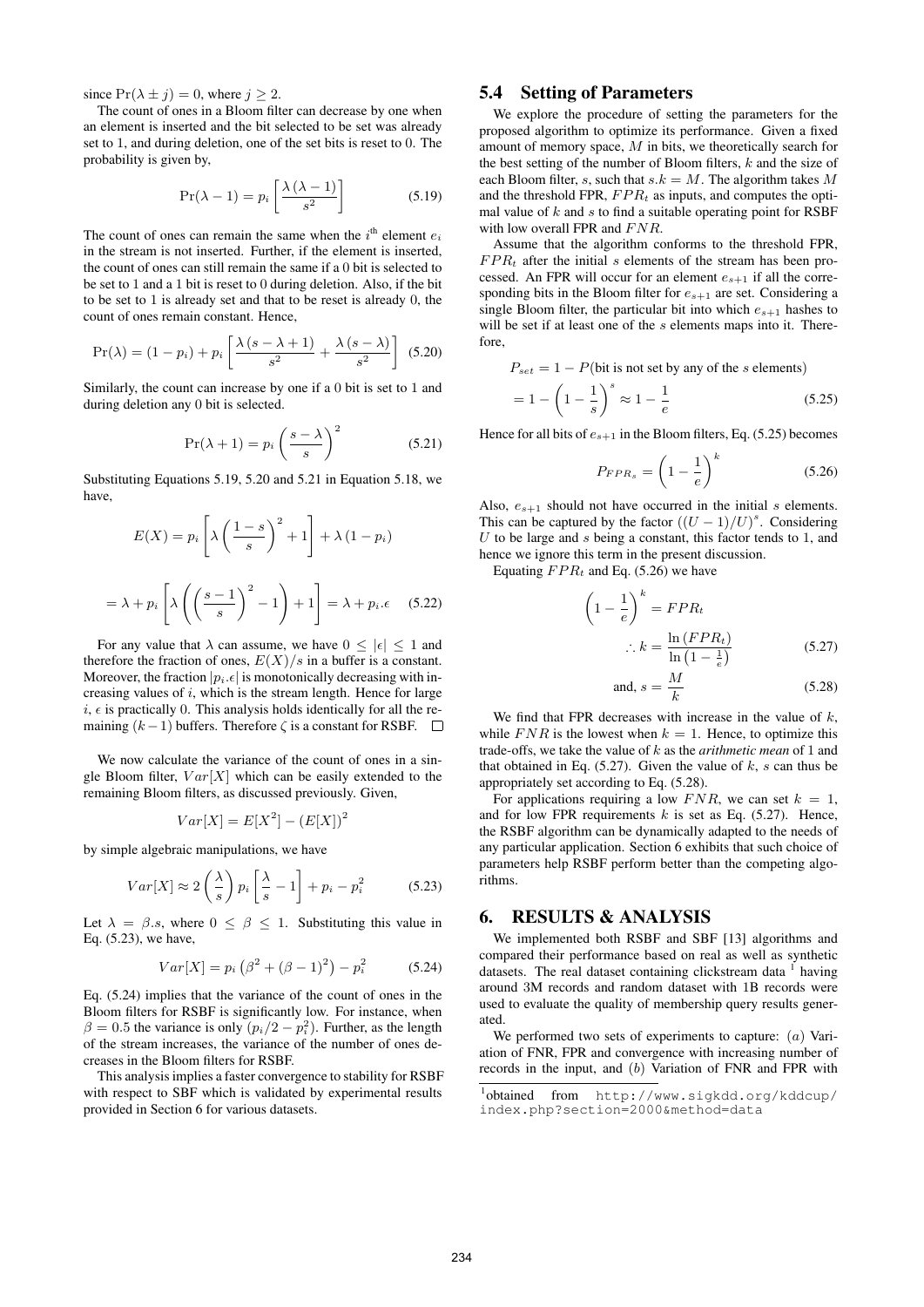since $\Pr(\lambda \pm j) = 0$, where $j \geq 2$.

The count of ones in a Bloom filter can decrease by one when an element is inserted and the bit selected to be set was already set to 1, and during deletion, one of the set bits is reset to 0. The probability is given by,

$$\Pr(\lambda - 1) = p_i \left[ \frac{\lambda (\lambda - 1)}{s^2} \right] \quad (5.19)$$

The count of ones can remain the same when the $i^{\text{th}}$ element $e_i$ in the stream is not inserted. Further, if the element is inserted, the count of ones can still remain the same if a 0 bit is selected to be set to 1 and a 1 bit is reset to 0 during deletion. Also, if the bit to be set to 1 is already set and that to be reset is already 0, the count of ones remain constant. Hence,

$$\Pr(\lambda) = (1 - p_i) + p_i \left[ \frac{\lambda (s - \lambda + 1)}{s^2} + \frac{\lambda (s - \lambda)}{s^2} \right] \quad (5.20)$$

Similarly, the count can increase by one if a 0 bit is set to 1 and during deletion any 0 bit is selected.

$$\Pr(\lambda + 1) = p_i \left( \frac{s - \lambda}{s} \right)^2 \quad (5.21)$$

Substituting Equations 5.19, 5.20 and 5.21 in Equation 5.18, we have,

$$E(X) = p_i \left[ \lambda \left( \frac{1 - s}{s} \right)^2 + 1 \right] + \lambda (1 - p_i)$$

$$= \lambda + p_i \left[ \lambda \left( \left( \frac{s - 1}{s} \right)^2 - 1 \right) + 1 \right] = \lambda + p_i . \epsilon \quad (5.22)$$

For any value that $\lambda$ can assume, we have $0 \leq |\epsilon| \leq 1$ and therefore the fraction of ones, $E(X)/s$ in a buffer is a constant. Moreover, the fraction $|p_i.\epsilon|$ is monotonically decreasing with increasing values of $i$, which is the stream length. Hence for large $i$, $\epsilon$ is practically 0. This analysis holds identically for all the remaining $(k-1)$ buffers. Therefore $\zeta$ is a constant for RSBF. □

We now calculate the variance of the count of ones in a single Bloom filter, $Var[X]$ which can be easily extended to the remaining Bloom filters, as discussed previously. Given,

$$Var[X] = E[X^2] - (E[X])^2$$

by simple algebraic manipulations, we have

$$Var[X] \approx 2 \left( \frac{\lambda}{s} \right) p_i \left[ \frac{\lambda}{s} - 1 \right] + p_i - p_i^2 \quad (5.23)$$

Let $\lambda = \beta . s$, where $0 \leq \beta \leq 1$. Substituting this value in Eq. (5.23), we have,

$$Var[X] = p_i \left( \beta^2 + (\beta - 1)^2 \right) - p_i^2 \quad (5.24)$$

Eq. (5.24) implies that the variance of the count of ones in the Bloom filters for RSBF is significantly low. For instance, when $\beta = 0.5$ the variance is only $(p_i/2 - p_i^2)$. Further, as the length of the stream increases, the variance of the number of ones decreases in the Bloom filters for RSBF.

This analysis implies a faster convergence to stability for RSBF with respect to SBF which is validated by experimental results provided in Section 6 for various datasets.

### 5.4 Setting of Parameters

We explore the procedure of setting the parameters for the proposed algorithm to optimize its performance. Given a fixed amount of memory space, $M$ in bits, we theoretically search for the best setting of the number of Bloom filters, $k$ and the size of each Bloom filter, $s$, such that $s.k = M$. The algorithm takes $M$ and the threshold FPR, $FPR_t$ as inputs, and computes the optimal value of $k$ and $s$ to find a suitable operating point for RSBF with low overall FPR and $FNR$.

Assume that the algorithm conforms to the threshold FPR, $FPR_t$ after the initial $s$ elements of the stream has been processed. An FPR will occur for an element $e_{s+1}$ if all the corresponding bits in the Bloom filter for $e_{s+1}$ are set. Considering a single Bloom filter, the particular bit into which $e_{s+1}$ hashes to will be set if at least one of the $s$ elements maps into it. Therefore,

$$P_{set} = 1 - P(\text{bit is not set by any of the } s \text{ elements})$$

$$= 1 - \left( 1 - \frac{1}{s} \right)^s \approx 1 - \frac{1}{e} \quad (5.25)$$

Hence for all bits of $e_{s+1}$ in the Bloom filters, Eq. (5.25) becomes

$$P_{FPR_s} = \left( 1 - \frac{1}{e} \right)^k \quad (5.26)$$

Also, $e_{s+1}$ should not have occurred in the initial $s$ elements. This can be captured by the factor $((U-1)/U)^s$. Considering $U$ to be large and $s$ being a constant, this factor tends to 1, and hence we ignore this term in the present discussion.

Equating $FPR_t$ and Eq. (5.26) we have

$$\left( 1 - \frac{1}{e} \right)^k = FPR_t$$

$$\therefore k = \frac{\ln (FPR_t)}{\ln \left( 1 - \frac{1}{e} \right)} \quad (5.27)$$

$$\text{and, } s = \frac{M}{k} \quad (5.28)$$

We find that FPR decreases with increase in the value of $k$, while $FNR$ is the lowest when $k = 1$. Hence, to optimize this trade-offs, we take the value of $k$ as the *arithmetic mean* of 1 and that obtained in Eq. (5.27). Given the value of $k$, $s$ can thus be appropriately set according to Eq. (5.28).

For applications requiring a low $FNR$, we can set $k = 1$, and for low FPR requirements $k$ is set as Eq. (5.27). Hence, the RSBF algorithm can be dynamically adapted to the needs of any particular application. Section 6 exhibits that such choice of parameters help RSBF perform better than the competing algorithms.

## 6. RESULTS & ANALYSIS

We implemented both RSBF and SBF [13] algorithms and compared their performance based on real as well as synthetic datasets. The real dataset containing clickstream data [1] having around 3M records and random dataset with 1B records were used to evaluate the quality of membership query results generated.

We performed two sets of experiments to capture: $(a)$ Variation of FNR, FPR and convergence with increasing number of records in the input, and $(b)$ Variation of FNR and FPR with

[1] obtained from http://www.sigkdd.org/kddcup/index.php?section=2000&method=data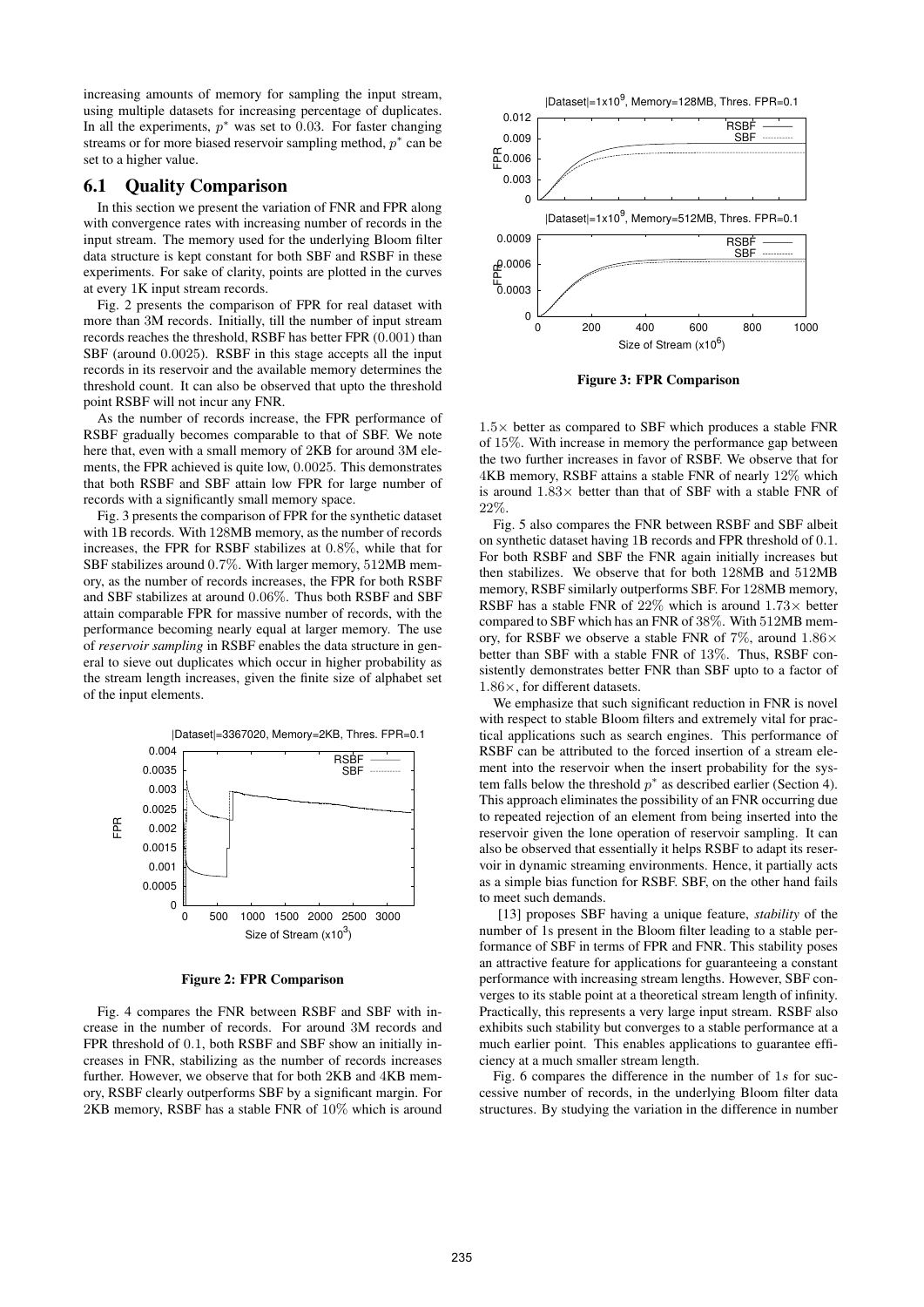increasing amounts of memory for sampling the input stream, using multiple datasets for increasing percentage of duplicates. In all the experiments, $p^*$ was set to 0.03. For faster changing streams or for more biased reservoir sampling method, $p^*$ can be set to a higher value.

## 6.1 Quality Comparison

In this section we present the variation of FNR and FPR along with convergence rates with increasing number of records in the input stream. The memory used for the underlying Bloom filter data structure is kept constant for both SBF and RSBF in these experiments. For sake of clarity, points are plotted in the curves at every 1K input stream records.

Fig. 2 presents the comparison of FPR for real dataset with more than 3M records. Initially, till the number of input stream records reaches the threshold, RSBF has better FPR (0.001) than SBF (around 0.0025). RSBF in this stage accepts all the input records in its reservoir and the available memory determines the threshold count. It can also be observed that upto the threshold point RSBF will not incur any FNR.

As the number of records increase, the FPR performance of RSBF gradually becomes comparable to that of SBF. We note here that, even with a small memory of 2KB for around 3M elements, the FPR achieved is quite low, 0.0025. This demonstrates that both RSBF and SBF attain low FPR for large number of records with a significantly small memory space.

Fig. 3 presents the comparison of FPR for the synthetic dataset with 1B records. With 128MB memory, as the number of records increases, the FPR for RSBF stabilizes at 0.8%, while that for SBF stabilizes around 0.7%. With larger memory, 512MB memory, as the number of records increases, the FPR for both RSBF and SBF stabilizes at around 0.06%. Thus both RSBF and SBF attain comparable FPR for massive number of records, with the performance becoming nearly equal at larger memory. The use of *reservoir sampling* in RSBF enables the data structure in general to sieve out duplicates which occur in higher probability as the stream length increases, given the finite size of alphabet set of the input elements.

**Figure 2: FPR Comparison**

Fig. 4 compares the FNR between RSBF and SBF with increase in the number of records. For around 3M records and FPR threshold of 0.1, both RSBF and SBF show an initially increases in FNR, stabilizing as the number of records increases further. However, we observe that for both 2KB and 4KB memory, RSBF clearly outperforms SBF by a significant margin. For 2KB memory, RSBF has a stable FNR of 10% which is around

**Figure 3: FPR Comparison**

1.5× better as compared to SBF which produces a stable FNR of 15%. With increase in memory the performance gap between the two further increases in favor of RSBF. We observe that for 4KB memory, RSBF attains a stable FNR of nearly 12% which is around 1.83× better than that of SBF with a stable FNR of 22%.

Fig. 5 also compares the FNR between RSBF and SBF albeit on synthetic dataset having 1B records and FPR threshold of 0.1. For both RSBF and SBF the FNR again initially increases but then stabilizes. We observe that for both 128MB and 512MB memory, RSBF similarly outperforms SBF. For 128MB memory, RSBF has a stable FNR of 22% which is around 1.73× better compared to SBF which has an FNR of 38%. With 512MB memory, for RSBF we observe a stable FNR of 7%, around 1.86× better than SBF with a stable FNR of 13%. Thus, RSBF consistently demonstrates better FNR than SBF upto to a factor of 1.86×, for different datasets.

We emphasize that such significant reduction in FNR is novel with respect to stable Bloom filters and extremely vital for practical applications such as search engines. This performance of RSBF can be attributed to the forced insertion of a stream element into the reservoir when the insert probability for the system falls below the threshold $p^*$ as described earlier (Section 4). This approach eliminates the possibility of an FNR occurring due to repeated rejection of an element from being inserted into the reservoir given the lone operation of reservoir sampling. It can also be observed that essentially it helps RSBF to adapt its reservoir in dynamic streaming environments. Hence, it partially acts as a simple bias function for RSBF. SBF, on the other hand fails to meet such demands.

[13] proposes SBF having a unique feature, *stability* of the number of 1s present in the Bloom filter leading to a stable performance of SBF in terms of FPR and FNR. This stability poses an attractive feature for applications for guaranteeing a constant performance with increasing stream lengths. However, SBF converges to its stable point at a theoretical stream length of infinity. Practically, this represents a very large input stream. RSBF also exhibits such stability but converges to a stable performance at a much earlier point. This enables applications to guarantee efficiency at a much smaller stream length.

Fig. 6 compares the difference in the number of 1$s$ for successive number of records, in the underlying Bloom filter data structures. By studying the variation in the difference in number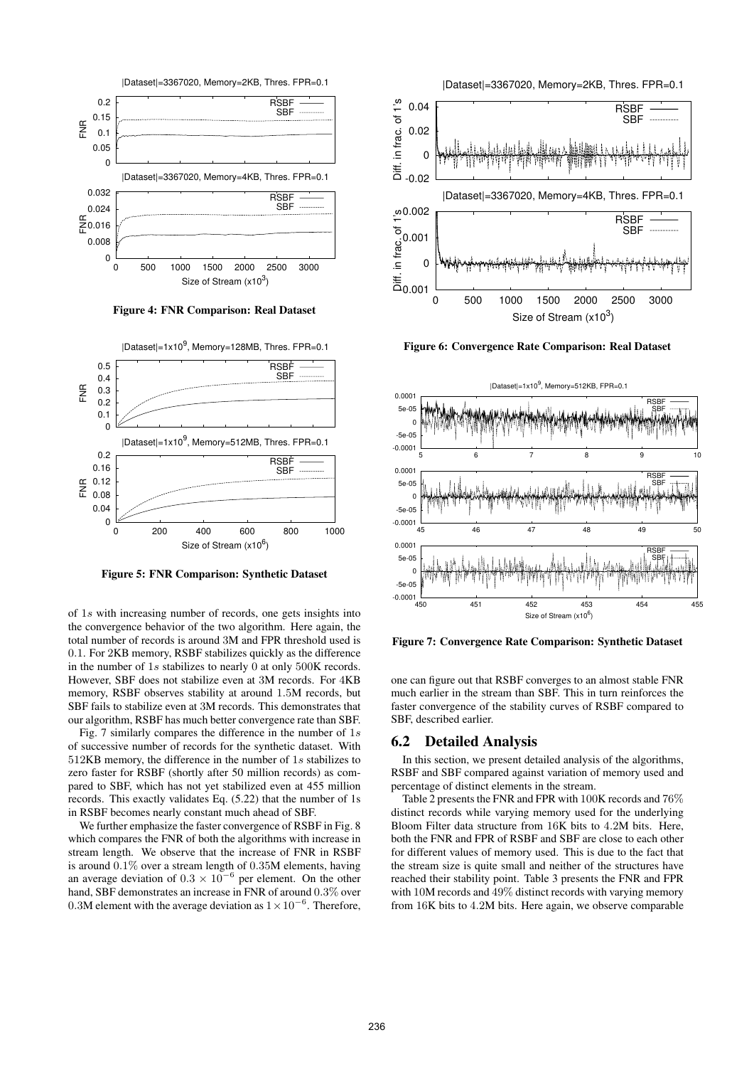Figure 4: FNR Comparison: Real Dataset

Figure 5: FNR Comparison: Synthetic Dataset

Figure 6: Convergence Rate Comparison: Real Dataset

Figure 7: Convergence Rate Comparison: Synthetic Dataset

of $1s$ with increasing number of records, one gets insights into the convergence behavior of the two algorithm. Here again, the total number of records is around 3M and FPR threshold used is $0.1$. For 2KB memory, RSBF stabilizes quickly as the difference in the number of $1s$ stabilizes to nearly $0$ at only $500$K records. However, SBF does not stabilize even at 3M records. For 4KB memory, RSBF observes stability at around $1.5$M records, but SBF fails to stabilize even at 3M records. This demonstrates that our algorithm, RSBF has much better convergence rate than SBF.

Fig. 7 similarly compares the difference in the number of $1s$ of successive number of records for the synthetic dataset. With $512$KB memory, the difference in the number of $1s$ stabilizes to zero faster for RSBF (shortly after 50 million records) as compared to SBF, which has not yet stabilized even at 455 million records. This exactly validates Eq. (5.22) that the number of 1s in RSBF becomes nearly constant much ahead of SBF.

We further emphasize the faster convergence of RSBF in Fig. 8 which compares the FNR of both the algorithms with increase in stream length. We observe that the increase of FNR in RSBF is around $0.1\%$ over a stream length of $0.35$M elements, having an average deviation of $0.3 \times 10^{-6}$ per element. On the other hand, SBF demonstrates an increase in FNR of around $0.3\%$ over $0.3$M element with the average deviation as $1 \times 10^{-6}$. Therefore, one can figure out that RSBF converges to an almost stable FNR much earlier in the stream than SBF. This in turn reinforces the faster convergence of the stability curves of RSBF compared to SBF, described earlier.

## 6.2 Detailed Analysis

In this section, we present detailed analysis of the algorithms, RSBF and SBF compared against variation of memory used and percentage of distinct elements in the stream.

Table 2 presents the FNR and FPR with 100K records and $76\%$ distinct records while varying memory used for the underlying Bloom Filter data structure from $16$K bits to $4.2$M bits. Here, both the FNR and FPR of RSBF and SBF are close to each other for different values of memory used. This is due to the fact that the stream size is quite small and neither of the structures have reached their stability point. Table 3 presents the FNR and FPR with 10M records and $49\%$ distinct records with varying memory from $16$K bits to $4.2$M bits. Here again, we observe comparable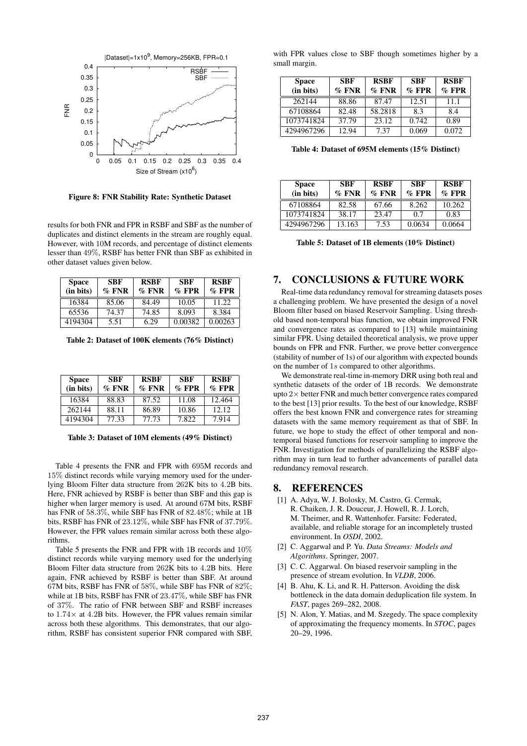Figure 8: FNR Stability Rate: Synthetic Dataset

results for both FNR and FPR in RSBF and SBF as the number of duplicates and distinct elements in the stream are roughly equal. However, with 10M records, and percentage of distinct elements lesser than 49%, RSBF has better FNR than SBF as exhibited in other dataset values given below.

| Space (in bits) | SBF % FNR | RSBF % FNR | SBF % FPR | RSBF % FPR |
|---|---|---|---|---|
| 16384 | 85.06 | 84.49 | 10.05 | 11.22 |
| 65536 | 74.37 | 74.85 | 8.093 | 8.384 |
| 4194304 | 5.51 | 6.29 | 0.00382 | 0.00263 |

**Table 2: Dataset of 100K elements (76% Distinct)**

| Space (in bits) | SBF % FNR | RSBF % FNR | SBF % FPR | RSBF % FPR |
|---|---|---|---|---|
| 16384 | 88.83 | 87.52 | 11.08 | 12.464 |
| 262144 | 88.11 | 86.89 | 10.86 | 12.12 |
| 4194304 | 77.33 | 77.73 | 7.822 | 7.914 |

**Table 3: Dataset of 10M elements (49% Distinct)**

Table 4 presents the FNR and FPR with 695M records and 15% distinct records while varying memory used for the underlying Bloom Filter data structure from 262K bits to 4.2B bits. Here, FNR achieved by RSBF is better than SBF and this gap is higher when larger memory is used. At around 67M bits, RSBF has FNR of 58.3%, while SBF has FNR of 82.48%; while at 1B bits, RSBF has FNR of 23.12%, while SBF has FNR of 37.79%. However, the FPR values remain similar across both these algorithms.

Table 5 presents the FNR and FPR with 1B records and 10% distinct records while varying memory used for the underlying Bloom Filter data structure from 262K bits to 4.2B bits. Here again, FNR achieved by RSBF is better than SBF. At around 67M bits, RSBF has FNR of 58%, while SBF has FNR of 82%; while at 1B bits, RSBF has FNR of 23.47%, while SBF has FNR of 37%. The ratio of FNR between SBF and RSBF increases to $1.74\times$ at 4.2B bits. However, the FPR values remain similar across both these algorithms. This demonstrates, that our algorithm, RSBF has consistent superior FNR compared with SBF, with FPR values close to SBF though sometimes higher by a small margin.

| Space (in bits) | SBF % FNR | RSBF % FNR | SBF % FPR | RSBF % FPR |
|---|---|---|---|---|
| 262144 | 88.86 | 87.47 | 12.51 | 11.1 |
| 67108864 | 82.48 | 58.2818 | 8.3 | 8.4 |
| 1073741824 | 37.79 | 23.12 | 0.742 | 0.89 |
| 4294967296 | 12.94 | 7.37 | 0.069 | 0.072 |

**Table 4: Dataset of 695M elements (15% Distinct)**

| Space (in bits) | SBF % FNR | RSBF % FNR | SBF % FPR | RSBF % FPR |
|---|---|---|---|---|
| 67108864 | 82.58 | 67.66 | 8.262 | 10.262 |
| 1073741824 | 38.17 | 23.47 | 0.7 | 0.83 |
| 4294967296 | 13.163 | 7.53 | 0.0634 | 0.0664 |

**Table 5: Dataset of 1B elements (10% Distinct)**

## 7. CONCLUSIONS & FUTURE WORK

Real-time data redundancy removal for streaming datasets poses a challenging problem. We have presented the design of a novel Bloom filter based on biased Reservoir Sampling. Using threshold based non-temporal bias function, we obtain improved FNR and convergence rates as compared to [13] while maintaining similar FPR. Using detailed theoretical analysis, we prove upper bounds on FPR and FNR. Further, we prove better convergence (stability of number of 1s) of our algorithm with expected bounds on the number of $1s$ compared to other algorithms.

We demonstrate real-time in-memory DRR using both real and synthetic datasets of the order of 1B records. We demonstrate upto $2\times$ better FNR and much better convergence rates compared to the best [13] prior results. To the best of our knowledge, RSBF offers the best known FNR and convergence rates for streaming datasets with the same memory requirement as that of SBF. In future, we hope to study the effect of other temporal and non-temporal biased functions for reservoir sampling to improve the FNR. Investigation for methods of parallelizing the RSBF algorithm may in turn lead to further advancements of parallel data redundancy removal research.

## 8. REFERENCES

[1] A. Adya, W. J. Bolosky, M. Castro, G. Cermak, R. Chaiken, J. R. Douceur, J. Howell, R. J. Lorch, M. Theimer, and R. Wattenhofer. Farsite: Federated, available, and reliable storage for an incompletely trusted environment. In *OSDI*, 2002.

[2] C. Aggarwal and P. Yu. *Data Streams: Models and Algorithms*. Springer, 2007.

[3] C. C. Aggarwal. On biased reservoir sampling in the presence of stream evolution. In *VLDB*, 2006.

[4] B. Ahu, K. Li, and R. H. Patterson. Avoiding the disk bottleneck in the data domain deduplication file system. In *FAST*, pages 269–282, 2008.

[5] N. Alon, Y. Matias, and M. Szegedy. The space complexity of approximating the frequency moments. In *STOC*, pages 20–29, 1996.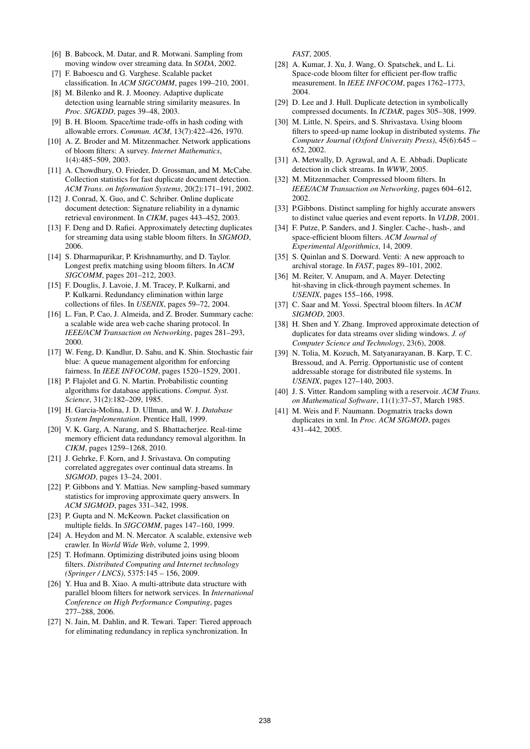[6] B. Babcock, M. Datar, and R. Motwani. Sampling from moving window over streaming data. In *SODA*, 2002.

[7] F. Baboescu and G. Varghese. Scalable packet classification. In *ACM SIGCOMM*, pages 199–210, 2001.

[8] M. Bilenko and R. J. Mooney. Adaptive duplicate detection using learnable string similarity measures. In *Proc. SIGKDD*, pages 39–48, 2003.

[9] B. H. Bloom. Space/time trade-offs in hash coding with allowable errors. *Commun. ACM*, 13(7):422–426, 1970.

[10] A. Z. Broder and M. Mitzenmacher. Network applications of bloom filters: A survey. *Internet Mathematics*, 1(4):485–509, 2003.

[11] A. Chowdhury, O. Frieder, D. Grossman, and M. McCabe. Collection statistics for fast duplicate document detection. *ACM Trans. on Information Systems*, 20(2):171–191, 2002.

[12] J. Conrad, X. Guo, and C. Schriber. Online duplicate document detection: Signature reliability in a dynamic retrieval environment. In *CIKM*, pages 443–452, 2003.

[13] F. Deng and D. Rafiei. Approximately detecting duplicates for streaming data using stable bloom filters. In *SIGMOD*, 2006.

[14] S. Dharmapurikar, P. Krishnamurthy, and D. Taylor. Longest prefix matching using bloom filters. In *ACM SIGCOMM*, pages 201–212, 2003.

[15] F. Douglis, J. Lavoie, J. M. Tracey, P. Kulkarni, and P. Kulkarni. Redundancy elimination within large collections of files. In *USENIX*, pages 59–72, 2004.

[16] L. Fan, P. Cao, J. Almeida, and Z. Broder. Summary cache: a scalable wide area web cache sharing protocol. In *IEEE/ACM Transaction on Networking*, pages 281–293, 2000.

[17] W. Feng, D. Kandlur, D. Sahu, and K. Shin. Stochastic fair blue: A queue management algorithm for enforcing fairness. In *IEEE INFOCOM*, pages 1520–1529, 2001.

[18] P. Flajolet and G. N. Martin. Probabilistic counting algorithms for database applications. *Comput. Syst. Science*, 31(2):182–209, 1985.

[19] H. Garcia-Molina, J. D. Ullman, and W. J. *Database System Implementation*. Prentice Hall, 1999.

[20] V. K. Garg, A. Narang, and S. Bhattacherjee. Real-time memory efficient data redundancy removal algorithm. In *CIKM*, pages 1259–1268, 2010.

[21] J. Gehrke, F. Korn, and J. Srivastava. On computing correlated aggregates over continual data streams. In *SIGMOD*, pages 13–24, 2001.

[22] P. Gibbons and Y. Mattias. New sampling-based summary statistics for improving approximate query answers. In *ACM SIGMOD*, pages 331–342, 1998.

[23] P. Gupta and N. McKeown. Packet classification on multiple fields. In *SIGCOMM*, pages 147–160, 1999.

[24] A. Heydon and M. N. Mercator. A scalable, extensive web crawler. In *World Wide Web*, volume 2, 1999.

[25] T. Hofmann. Optimizing distributed joins using bloom filters. *Distributed Computing and Internet technology (Springer / LNCS)*, 5375:145 – 156, 2009.

[26] Y. Hua and B. Xiao. A multi-attribute data structure with parallel bloom filters for network services. In *International Conference on High Performance Computing*, pages 277–288, 2006.

[27] N. Jain, M. Dahlin, and R. Tewari. Taper: Tiered approach for eliminating redundancy in replica synchronization. In *FAST*, 2005.

[28] A. Kumar, J. Xu, J. Wang, O. Spatschek, and L. Li. Space-code bloom filter for efficient per-flow traffic measurement. In *IEEE INFOCOM*, pages 1762–1773, 2004.

[29] D. Lee and J. Hull. Duplicate detection in symbolically compressed documents. In *ICDAR*, pages 305–308, 1999.

[30] M. Little, N. Speirs, and S. Shrivastava. Using bloom filters to speed-up name lookup in distributed systems. *The Computer Journal (Oxford University Press)*, 45(6):645 – 652, 2002.

[31] A. Metwally, D. Agrawal, and A. E. Abbadi. Duplicate detection in click streams. In *WWW*, 2005.

[32] M. Mitzenmacher. Compressed bloom filters. In *IEEE/ACM Transaction on Networking*, pages 604–612, 2002.

[33] P.Gibbons. Distinct sampling for highly accurate answers to distinct value queries and event reports. In *VLDB*, 2001.

[34] F. Putze, P. Sanders, and J. Singler. Cache-, hash-, and space-efficient bloom filters. *ACM Journal of Experimental Algorithmics*, 14, 2009.

[35] S. Quinlan and S. Dorward. Venti: A new approach to archival storage. In *FAST*, pages 89–101, 2002.

[36] M. Reiter, V. Anupam, and A. Mayer. Detecting hit-shaving in click-through payment schemes. In *USENIX*, pages 155–166, 1998.

[37] C. Saar and M. Yossi. Spectral bloom filters. In *ACM SIGMOD*, 2003.

[38] H. Shen and Y. Zhang. Improved approximate detection of duplicates for data streams over sliding windows. *J. of Computer Science and Technology*, 23(6), 2008.

[39] N. Tolia, M. Kozuch, M. Satyanarayanan, B. Karp, T. C. Bressoud, and A. Perrig. Opportunistic use of content addressable storage for distributed file systems. In *USENIX*, pages 127–140, 2003.

[40] J. S. Vitter. Random sampling with a reservoir. *ACM Trans. on Mathematical Software*, 11(1):37–57, March 1985.

[41] M. Weis and F. Naumann. Dogmatrix tracks down duplicates in xml. In *Proc. ACM SIGMOD*, pages 431–442, 2005.